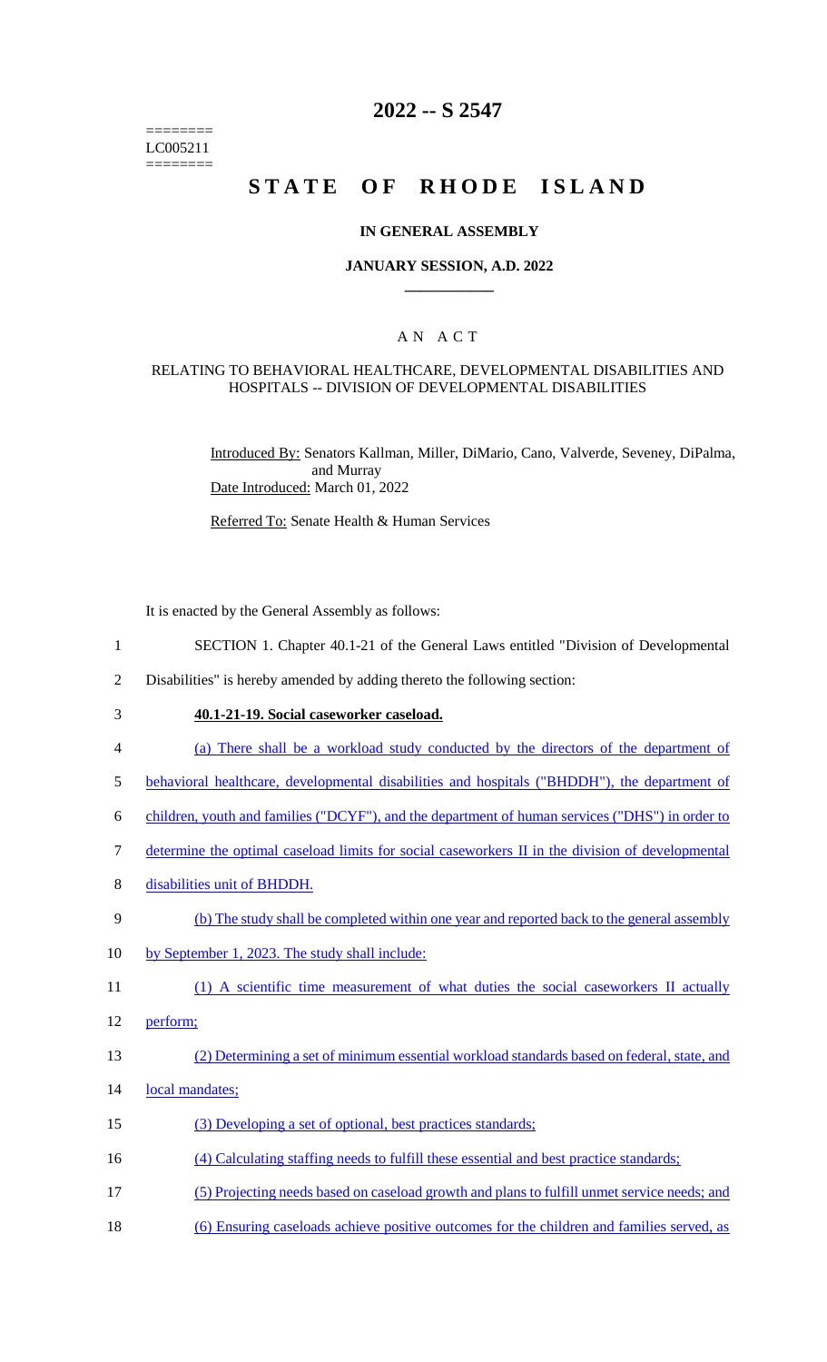========
LC005211
========

# 2022 -- S 2547

# STATE OF RHODE ISLAND

### IN GENERAL ASSEMBLY

### JANUARY SESSION, A.D. 2022

## A N A C T

### RELATING TO BEHAVIORAL HEALTHCARE, DEVELOPMENTAL DISABILITIES AND HOSPITALS -- DIVISION OF DEVELOPMENTAL DISABILITIES

Introduced By: Senators Kallman, Miller, DiMario, Cano, Valverde, Seveney, DiPalma, and Murray

Date Introduced: March 01, 2022

Referred To: Senate Health & Human Services

It is enacted by the General Assembly as follows:

1 SECTION 1. Chapter 40.1-21 of the General Laws entitled "Division of Developmental
2 Disabilities" is hereby amended by adding thereto the following section:

3 **40.1-21-19. Social caseworker caseload.**

4 (a) There shall be a workload study conducted by the directors of the department of
5 behavioral healthcare, developmental disabilities and hospitals ("BHDDH"), the department of
6 children, youth and families ("DCYF"), and the department of human services ("DHS") in order to
7 determine the optimal caseload limits for social caseworkers II in the division of developmental
8 disabilities unit of BHDDH.

9 (b) The study shall be completed within one year and reported back to the general assembly
10 by September 1, 2023. The study shall include:

11 (1) A scientific time measurement of what duties the social caseworkers II actually
12 perform;

13 (2) Determining a set of minimum essential workload standards based on federal, state, and
14 local mandates;

15 (3) Developing a set of optional, best practices standards;

16 (4) Calculating staffing needs to fulfill these essential and best practice standards;

17 (5) Projecting needs based on caseload growth and plans to fulfill unmet service needs; and

18 (6) Ensuring caseloads achieve positive outcomes for the children and families served, as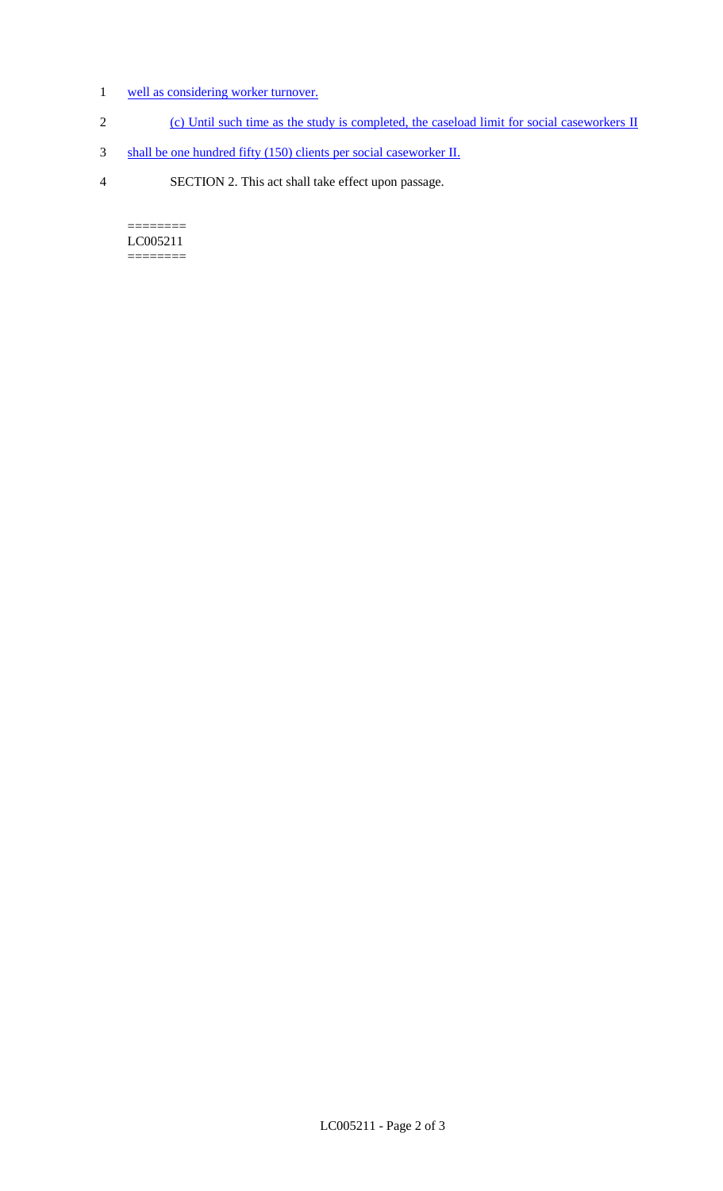well as considering worker turnover.

(c) Until such time as the study is completed, the caseload limit for social caseworkers II shall be one hundred fifty (150) clients per social caseworker II.

SECTION 2. This act shall take effect upon passage.

========
LC005211
========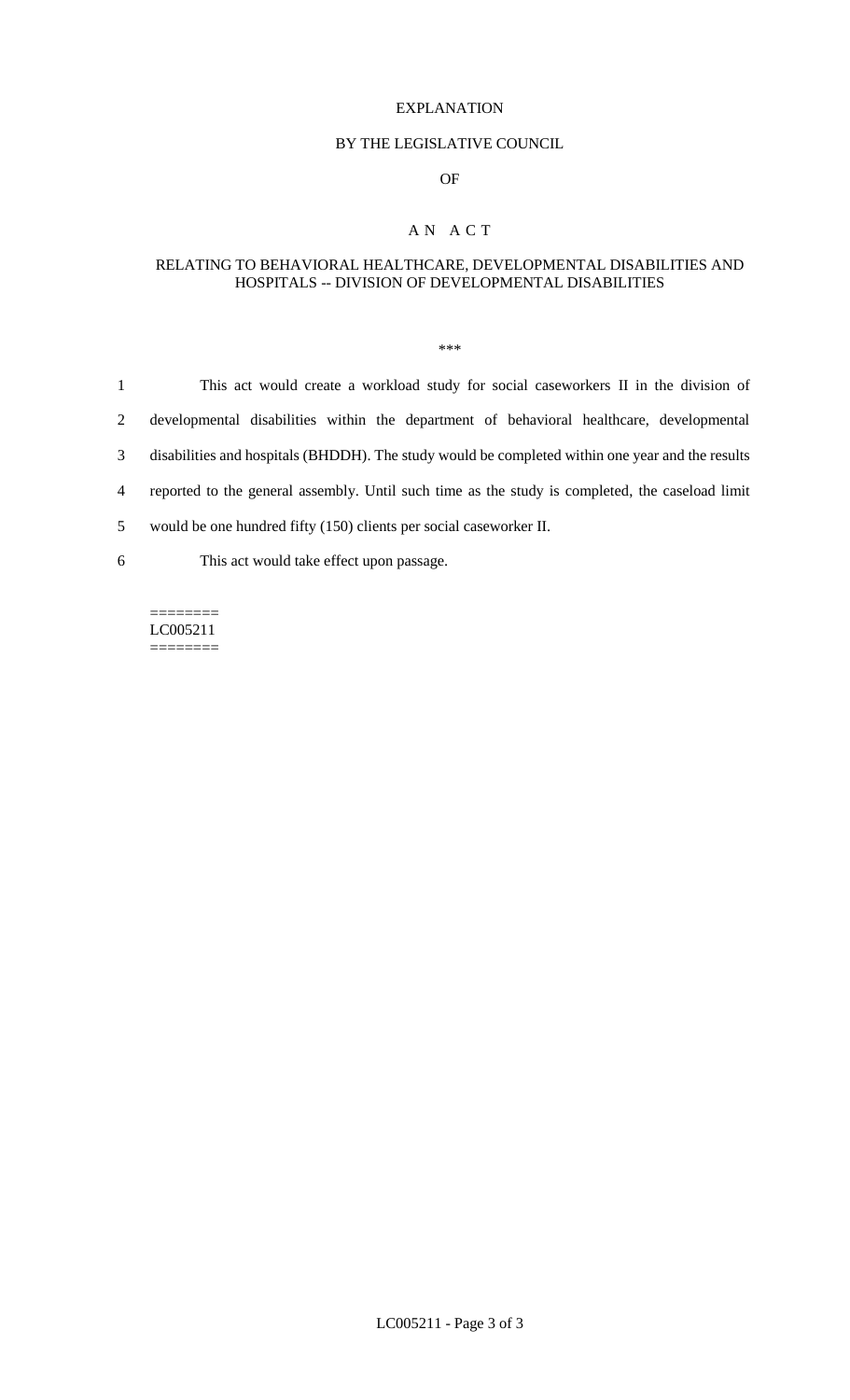EXPLANATION

BY THE LEGISLATIVE COUNCIL

OF

# A N A C T

RELATING TO BEHAVIORAL HEALTHCARE, DEVELOPMENTAL DISABILITIES AND HOSPITALS -- DIVISION OF DEVELOPMENTAL DISABILITIES

***

This act would create a workload study for social caseworkers II in the division of developmental disabilities within the department of behavioral healthcare, developmental disabilities and hospitals (BHDDH). The study would be completed within one year and the results reported to the general assembly. Until such time as the study is completed, the caseload limit would be one hundred fifty (150) clients per social caseworker II.

This act would take effect upon passage.

========
LC005211
========